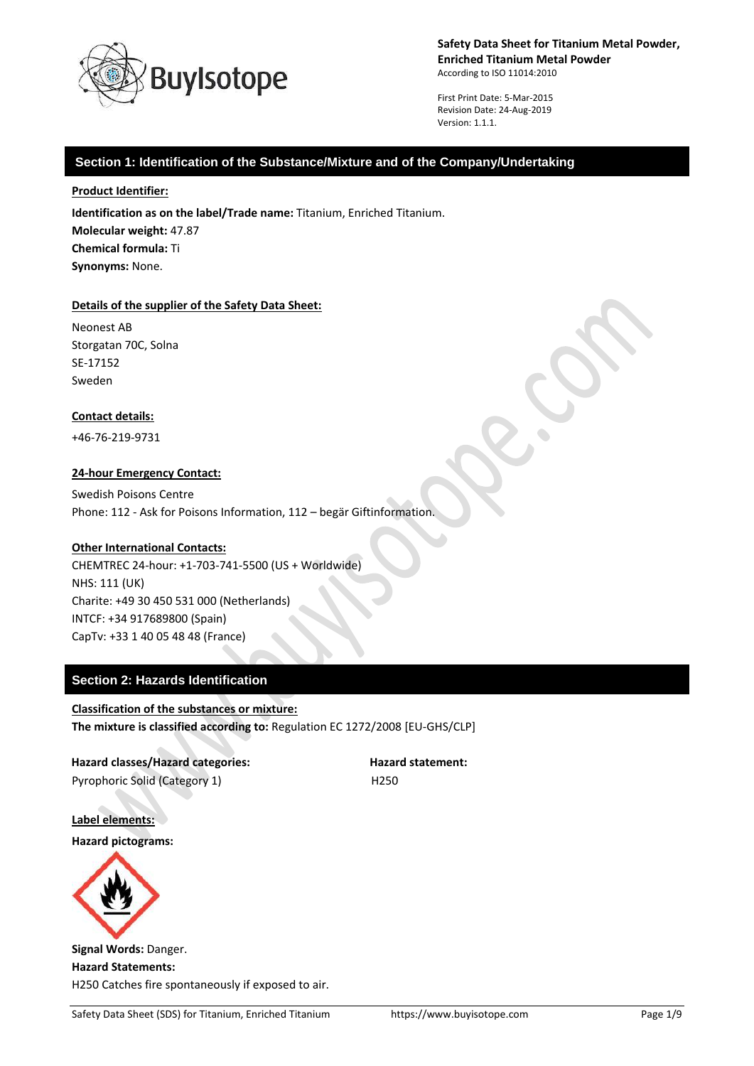**Safety Data Sheet for Titanium Metal Powder, Enriched Titanium Metal Powder**
According to ISO 11014:2010

First Print Date: 5-Mar-2015
Revision Date: 24-Aug-2019
Version: 1.1.1.

## Section 1: Identification of the Substance/Mixture and of the Company/Undertaking

**Product Identifier:**

**Identification as on the label/Trade name:** Titanium, Enriched Titanium.
**Molecular weight:** 47.87
**Chemical formula:** Ti
**Synonyms:** None.

**Details of the supplier of the Safety Data Sheet:**

Neonest AB
Storgatan 70C, Solna
SE-17152
Sweden

**Contact details:**

+46-76-219-9731

**24-hour Emergency Contact:**

Swedish Poisons Centre
Phone: 112 - Ask for Poisons Information, 112 – begär Giftinformation.

**Other International Contacts:**

CHEMTREC 24-hour: +1-703-741-5500 (US + Worldwide)
NHS: 111 (UK)
Charite: +49 30 450 531 000 (Netherlands)
INTCF: +34 917689800 (Spain)
CapTv: +33 1 40 05 48 48 (France)

## Section 2: Hazards Identification

**Classification of the substances or mixture:**
**The mixture is classified according to:** Regulation EC 1272/2008 [EU-GHS/CLP]

| Hazard classes/Hazard categories: | Hazard statement: |
|---|---|
| Pyrophoric Solid (Category 1) | H250 |

**Label elements:**
**Hazard pictograms:**

**Signal Words:** Danger.
**Hazard Statements:**
H250 Catches fire spontaneously if exposed to air.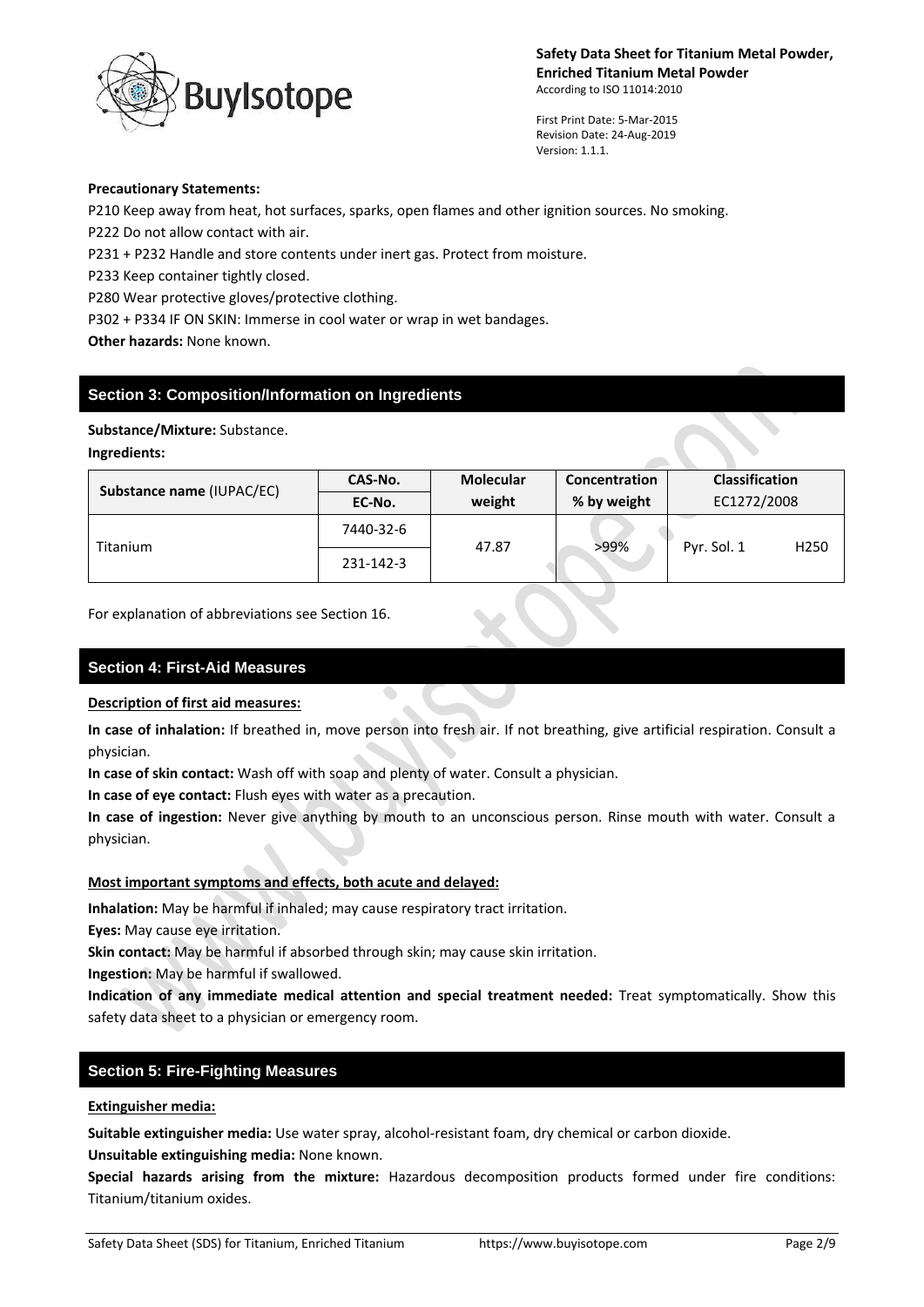**Precautionary Statements:**

P210 Keep away from heat, hot surfaces, sparks, open flames and other ignition sources. No smoking.

P222 Do not allow contact with air.

P231 + P232 Handle and store contents under inert gas. Protect from moisture.

P233 Keep container tightly closed.

P280 Wear protective gloves/protective clothing.

P302 + P334 IF ON SKIN: Immerse in cool water or wrap in wet bandages.

**Other hazards:** None known.

## Section 3: Composition/Information on Ingredients

**Substance/Mixture:** Substance.

**Ingredients:**

| Substance name (IUPAC/EC) | CAS-No. / EC-No. | Molecular weight | Concentration % by weight | Classification EC1272/2008 |
|---|---|---|---|---|
| Titanium | 7440-32-6 / 231-142-3 | 47.87 | >99% | Pyr. Sol. 1 H250 |

For explanation of abbreviations see Section 16.

## Section 4: First-Aid Measures

**Description of first aid measures:**

**In case of inhalation:** If breathed in, move person into fresh air. If not breathing, give artificial respiration. Consult a physician.

**In case of skin contact:** Wash off with soap and plenty of water. Consult a physician.

**In case of eye contact:** Flush eyes with water as a precaution.

**In case of ingestion:** Never give anything by mouth to an unconscious person. Rinse mouth with water. Consult a physician.

**Most important symptoms and effects, both acute and delayed:**

**Inhalation:** May be harmful if inhaled; may cause respiratory tract irritation.

**Eyes:** May cause eye irritation.

**Skin contact:** May be harmful if absorbed through skin; may cause skin irritation.

**Ingestion:** May be harmful if swallowed.

**Indication of any immediate medical attention and special treatment needed:** Treat symptomatically. Show this safety data sheet to a physician or emergency room.

## Section 5: Fire-Fighting Measures

**Extinguisher media:**

**Suitable extinguisher media:** Use water spray, alcohol-resistant foam, dry chemical or carbon dioxide.

**Unsuitable extinguishing media:** None known.

**Special hazards arising from the mixture:** Hazardous decomposition products formed under fire conditions: Titanium/titanium oxides.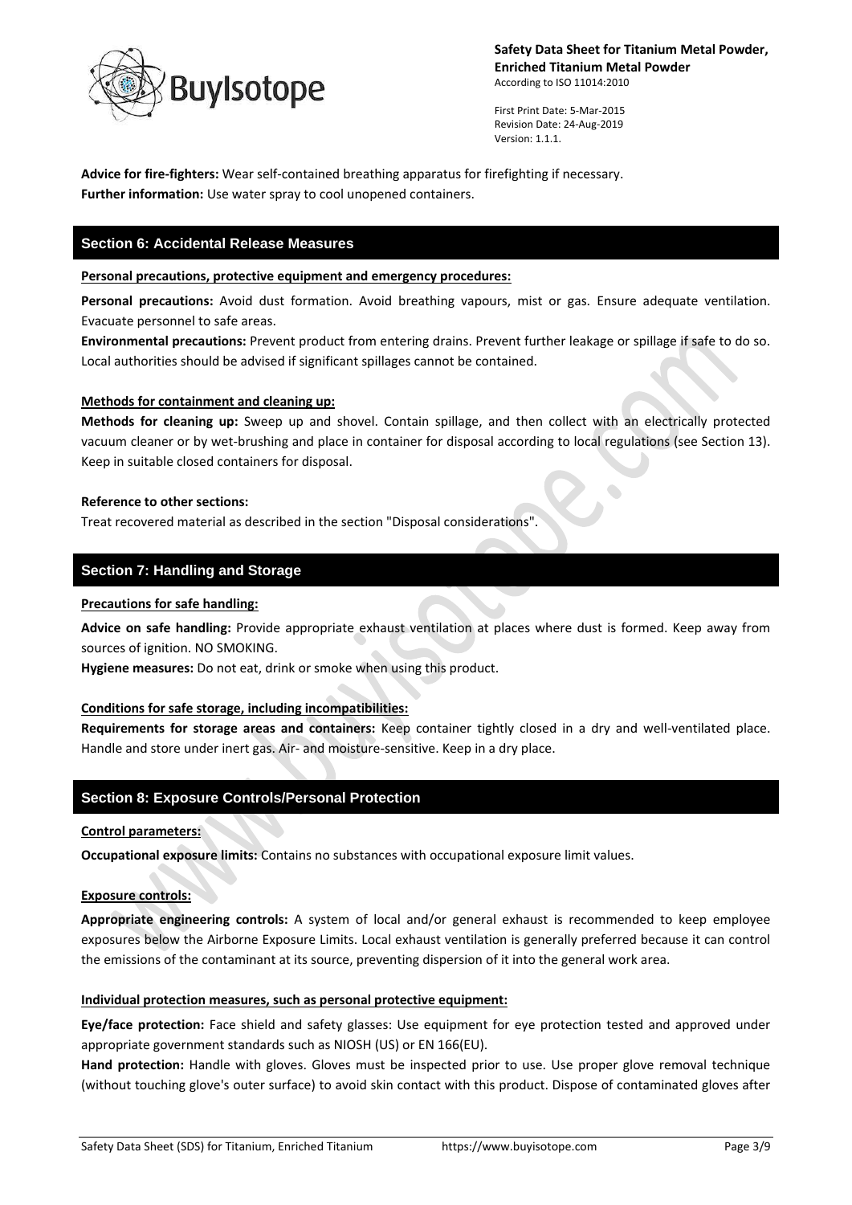**Advice for fire-fighters:** Wear self-contained breathing apparatus for firefighting if necessary.
**Further information:** Use water spray to cool unopened containers.

## Section 6: Accidental Release Measures

**Personal precautions, protective equipment and emergency procedures:**

**Personal precautions:** Avoid dust formation. Avoid breathing vapours, mist or gas. Ensure adequate ventilation. Evacuate personnel to safe areas.
**Environmental precautions:** Prevent product from entering drains. Prevent further leakage or spillage if safe to do so. Local authorities should be advised if significant spillages cannot be contained.

**Methods for containment and cleaning up:**

**Methods for cleaning up:** Sweep up and shovel. Contain spillage, and then collect with an electrically protected vacuum cleaner or by wet-brushing and place in container for disposal according to local regulations (see Section 13). Keep in suitable closed containers for disposal.

**Reference to other sections:**

Treat recovered material as described in the section "Disposal considerations".

## Section 7: Handling and Storage

**Precautions for safe handling:**

**Advice on safe handling:** Provide appropriate exhaust ventilation at places where dust is formed. Keep away from sources of ignition. NO SMOKING.
**Hygiene measures:** Do not eat, drink or smoke when using this product.

**Conditions for safe storage, including incompatibilities:**

**Requirements for storage areas and containers:** Keep container tightly closed in a dry and well-ventilated place. Handle and store under inert gas. Air- and moisture-sensitive. Keep in a dry place.

## Section 8: Exposure Controls/Personal Protection

**Control parameters:**

**Occupational exposure limits:** Contains no substances with occupational exposure limit values.

**Exposure controls:**

**Appropriate engineering controls:** A system of local and/or general exhaust is recommended to keep employee exposures below the Airborne Exposure Limits. Local exhaust ventilation is generally preferred because it can control the emissions of the contaminant at its source, preventing dispersion of it into the general work area.

**Individual protection measures, such as personal protective equipment:**

**Eye/face protection:** Face shield and safety glasses: Use equipment for eye protection tested and approved under appropriate government standards such as NIOSH (US) or EN 166(EU).
**Hand protection:** Handle with gloves. Gloves must be inspected prior to use. Use proper glove removal technique (without touching glove's outer surface) to avoid skin contact with this product. Dispose of contaminated gloves after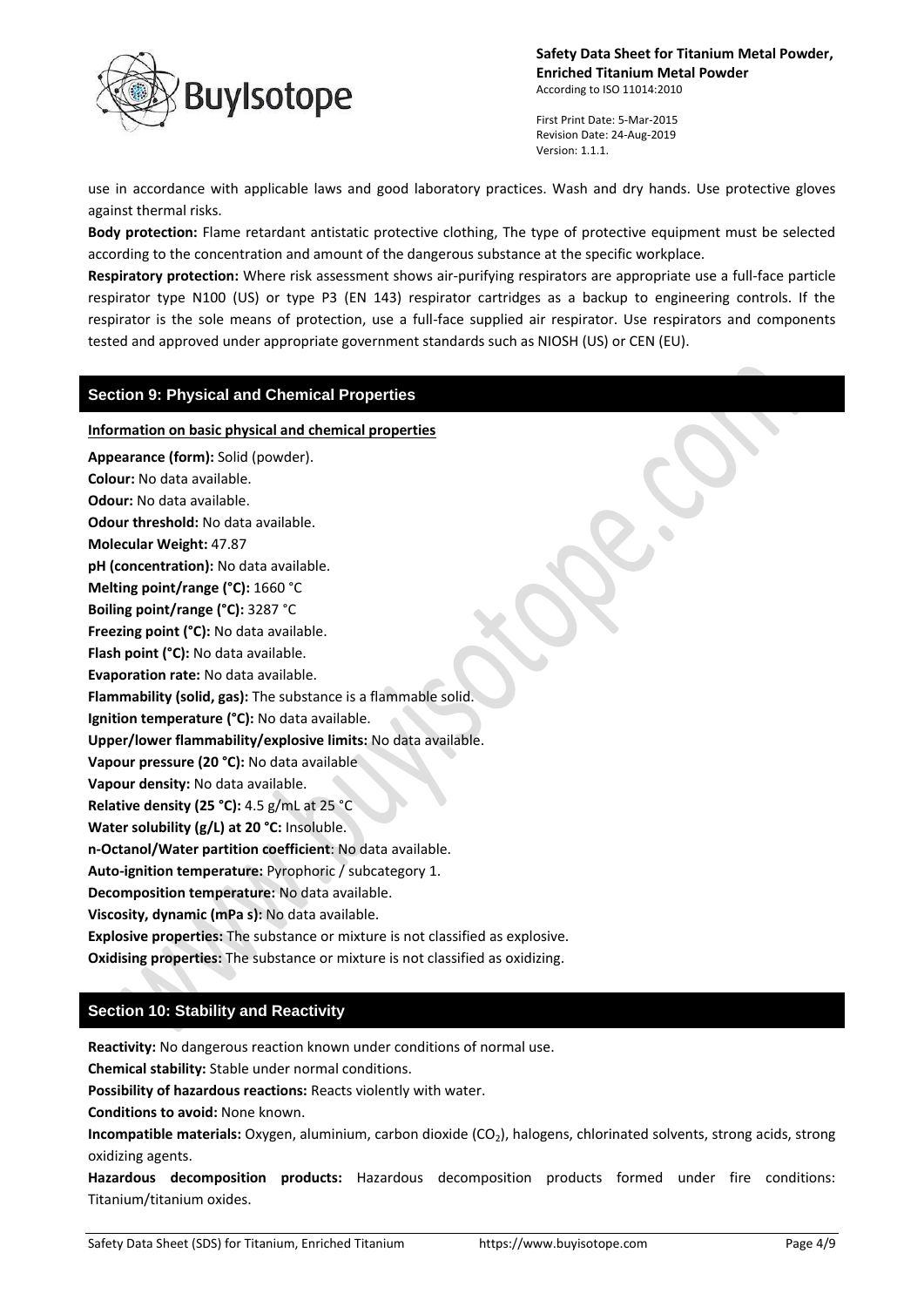use in accordance with applicable laws and good laboratory practices. Wash and dry hands. Use protective gloves against thermal risks.

**Body protection:** Flame retardant antistatic protective clothing, The type of protective equipment must be selected according to the concentration and amount of the dangerous substance at the specific workplace.

**Respiratory protection:** Where risk assessment shows air-purifying respirators are appropriate use a full-face particle respirator type N100 (US) or type P3 (EN 143) respirator cartridges as a backup to engineering controls. If the respirator is the sole means of protection, use a full-face supplied air respirator. Use respirators and components tested and approved under appropriate government standards such as NIOSH (US) or CEN (EU).

## Section 9: Physical and Chemical Properties

**Information on basic physical and chemical properties**

**Appearance (form):** Solid (powder).
**Colour:** No data available.
**Odour:** No data available.
**Odour threshold:** No data available.
**Molecular Weight:** 47.87
**pH (concentration):** No data available.
**Melting point/range (°C):** 1660 °C
**Boiling point/range (°C):** 3287 °C
**Freezing point (°C):** No data available.
**Flash point (°C):** No data available.
**Evaporation rate:** No data available.
**Flammability (solid, gas):** The substance is a flammable solid.
**Ignition temperature (°C):** No data available.
**Upper/lower flammability/explosive limits:** No data available.
**Vapour pressure (20 °C):** No data available
**Vapour density:** No data available.
**Relative density (25 °C):** 4.5 g/mL at 25 °C
**Water solubility (g/L) at 20 °C:** Insoluble.
**n-Octanol/Water partition coefficient**: No data available.
**Auto-ignition temperature:** Pyrophoric / subcategory 1.
**Decomposition temperature:** No data available.
**Viscosity, dynamic (mPa s):** No data available.
**Explosive properties:** The substance or mixture is not classified as explosive.
**Oxidising properties:** The substance or mixture is not classified as oxidizing.

## Section 10: Stability and Reactivity

**Reactivity:** No dangerous reaction known under conditions of normal use.
**Chemical stability:** Stable under normal conditions.
**Possibility of hazardous reactions:** Reacts violently with water.
**Conditions to avoid:** None known.
**Incompatible materials:** Oxygen, aluminium, carbon dioxide ($CO_2$), halogens, chlorinated solvents, strong acids, strong oxidizing agents.
**Hazardous decomposition products:** Hazardous decomposition products formed under fire conditions: Titanium/titanium oxides.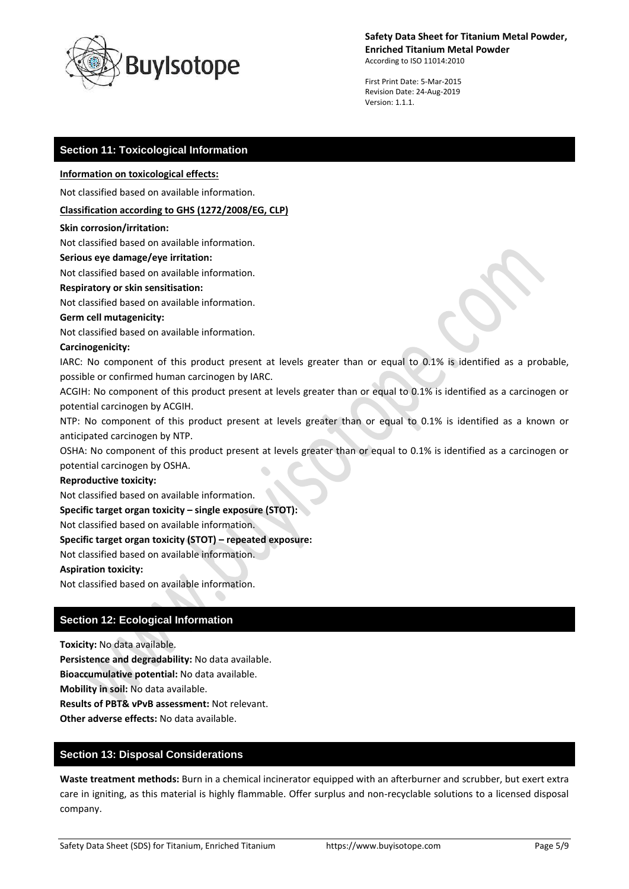## Section 11: Toxicological Information

**Information on toxicological effects:**

Not classified based on available information.

**Classification according to GHS (1272/2008/EG, CLP)**

**Skin corrosion/irritation:**

Not classified based on available information.

**Serious eye damage/eye irritation:**

Not classified based on available information.

**Respiratory or skin sensitisation:**

Not classified based on available information.

**Germ cell mutagenicity:**

Not classified based on available information.

**Carcinogenicity:**

IARC: No component of this product present at levels greater than or equal to 0.1% is identified as a probable, possible or confirmed human carcinogen by IARC.

ACGIH: No component of this product present at levels greater than or equal to 0.1% is identified as a carcinogen or potential carcinogen by ACGIH.

NTP: No component of this product present at levels greater than or equal to 0.1% is identified as a known or anticipated carcinogen by NTP.

OSHA: No component of this product present at levels greater than or equal to 0.1% is identified as a carcinogen or potential carcinogen by OSHA.

**Reproductive toxicity:**

Not classified based on available information.

**Specific target organ toxicity – single exposure (STOT):**

Not classified based on available information.

**Specific target organ toxicity (STOT) – repeated exposure:**

Not classified based on available information.

**Aspiration toxicity:**

Not classified based on available information.

## Section 12: Ecological Information

**Toxicity:** No data available.
**Persistence and degradability:** No data available.
**Bioaccumulative potential:** No data available.
**Mobility in soil:** No data available.
**Results of PBT& vPvB assessment:** Not relevant.
**Other adverse effects:** No data available.

## Section 13: Disposal Considerations

**Waste treatment methods:** Burn in a chemical incinerator equipped with an afterburner and scrubber, but exert extra care in igniting, as this material is highly flammable. Offer surplus and non-recyclable solutions to a licensed disposal company.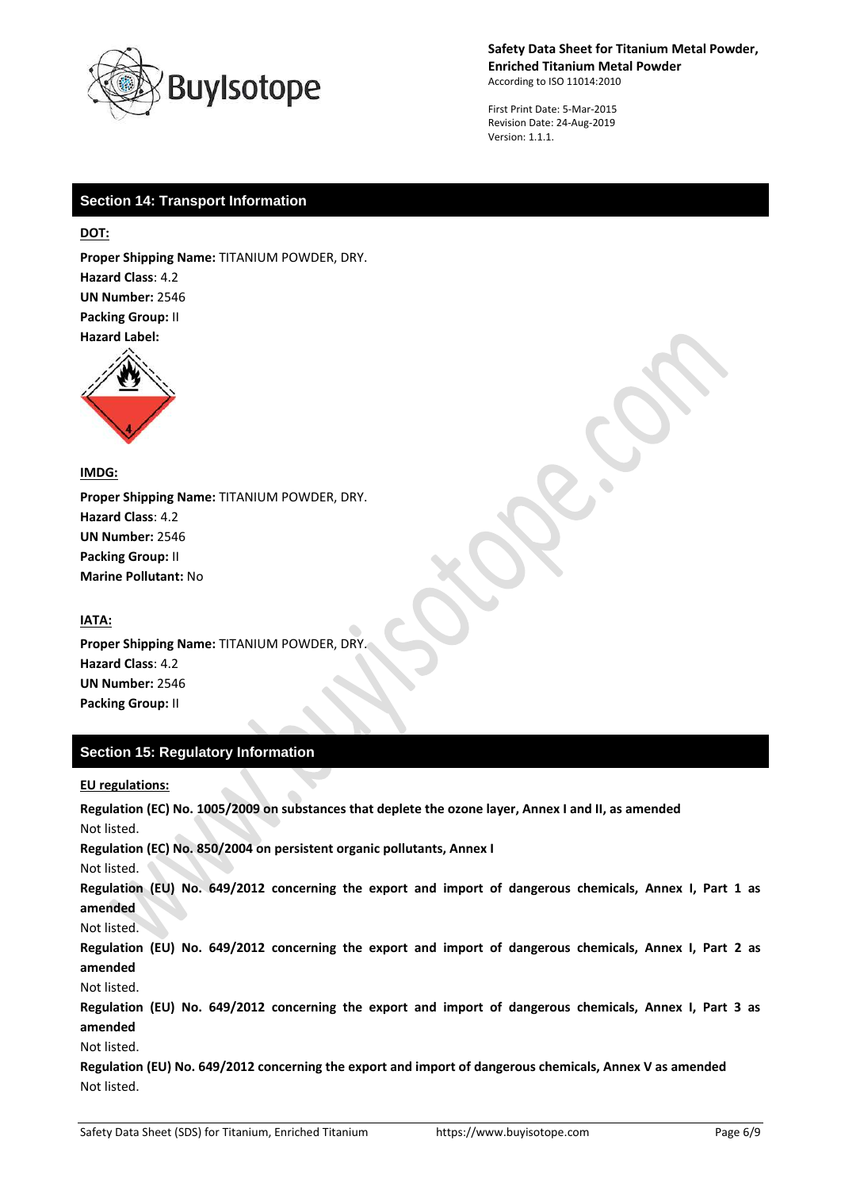## Section 14: Transport Information

**DOT:**

**Proper Shipping Name:** TITANIUM POWDER, DRY.
**Hazard Class**: 4.2
**UN Number:** 2546
**Packing Group:** II
**Hazard Label:**

**IMDG:**

**Proper Shipping Name:** TITANIUM POWDER, DRY.
**Hazard Class**: 4.2
**UN Number:** 2546
**Packing Group:** II
**Marine Pollutant:** No

**IATA:**

**Proper Shipping Name:** TITANIUM POWDER, DRY.
**Hazard Class**: 4.2
**UN Number:** 2546
**Packing Group:** II

## Section 15: Regulatory Information

**EU regulations:**

**Regulation (EC) No. 1005/2009 on substances that deplete the ozone layer, Annex I and II, as amended**
Not listed.

**Regulation (EC) No. 850/2004 on persistent organic pollutants, Annex I**
Not listed.

**Regulation (EU) No. 649/2012 concerning the export and import of dangerous chemicals, Annex I, Part 1 as amended**
Not listed.

**Regulation (EU) No. 649/2012 concerning the export and import of dangerous chemicals, Annex I, Part 2 as amended**
Not listed.

**Regulation (EU) No. 649/2012 concerning the export and import of dangerous chemicals, Annex I, Part 3 as amended**
Not listed.

**Regulation (EU) No. 649/2012 concerning the export and import of dangerous chemicals, Annex V as amended**
Not listed.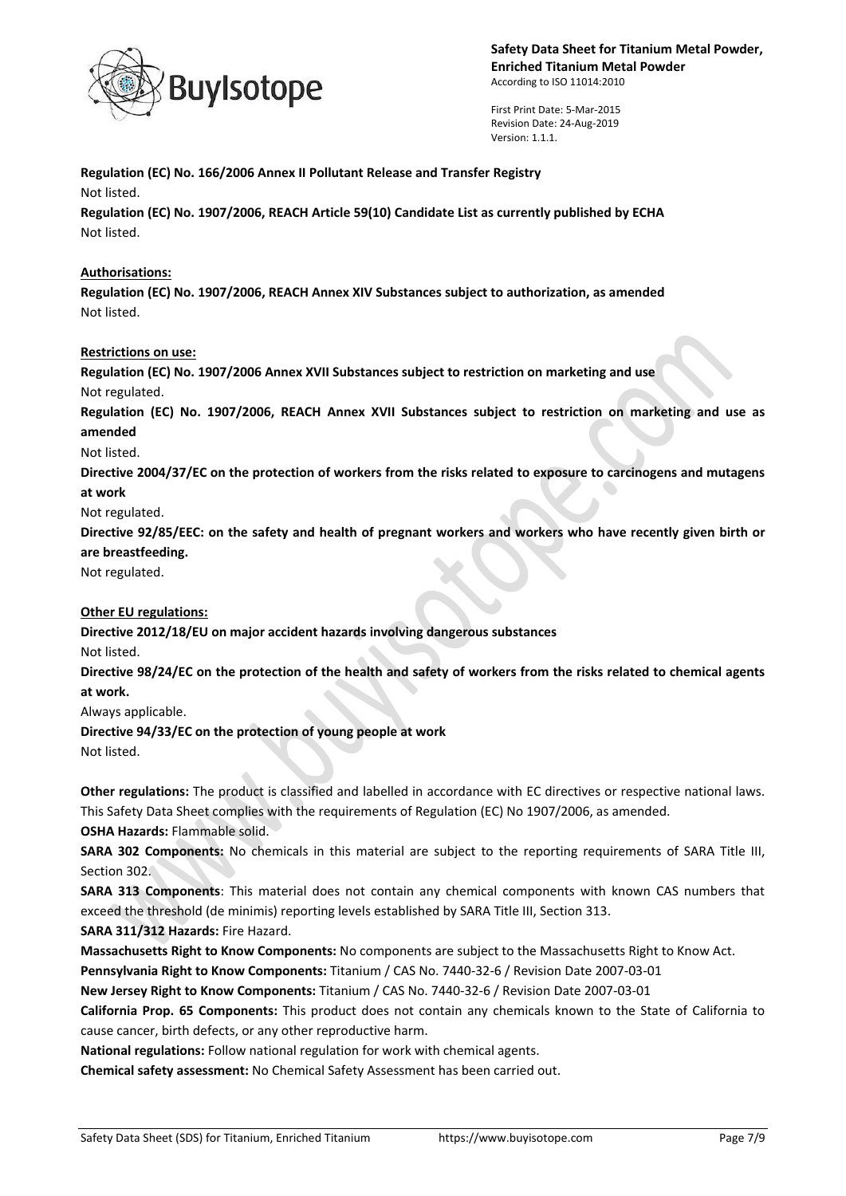**Regulation (EC) No. 166/2006 Annex II Pollutant Release and Transfer Registry**

Not listed.

**Regulation (EC) No. 1907/2006, REACH Article 59(10) Candidate List as currently published by ECHA**

Not listed.

**Authorisations:**

**Regulation (EC) No. 1907/2006, REACH Annex XIV Substances subject to authorization, as amended**

Not listed.

**Restrictions on use:**

**Regulation (EC) No. 1907/2006 Annex XVII Substances subject to restriction on marketing and use**

Not regulated.

**Regulation (EC) No. 1907/2006, REACH Annex XVII Substances subject to restriction on marketing and use as amended**

Not listed.

**Directive 2004/37/EC on the protection of workers from the risks related to exposure to carcinogens and mutagens at work**

Not regulated.

**Directive 92/85/EEC: on the safety and health of pregnant workers and workers who have recently given birth or are breastfeeding.**

Not regulated.

**Other EU regulations:**

**Directive 2012/18/EU on major accident hazards involving dangerous substances**

Not listed.

**Directive 98/24/EC on the protection of the health and safety of workers from the risks related to chemical agents at work.**

Always applicable.

**Directive 94/33/EC on the protection of young people at work**

Not listed.

**Other regulations:** The product is classified and labelled in accordance with EC directives or respective national laws. This Safety Data Sheet complies with the requirements of Regulation (EC) No 1907/2006, as amended.

**OSHA Hazards:** Flammable solid.

**SARA 302 Components:** No chemicals in this material are subject to the reporting requirements of SARA Title III, Section 302.

**SARA 313 Components**: This material does not contain any chemical components with known CAS numbers that exceed the threshold (de minimis) reporting levels established by SARA Title III, Section 313.

**SARA 311/312 Hazards:** Fire Hazard.

**Massachusetts Right to Know Components:** No components are subject to the Massachusetts Right to Know Act.

**Pennsylvania Right to Know Components:** Titanium / CAS No. 7440-32-6 / Revision Date 2007-03-01

**New Jersey Right to Know Components:** Titanium / CAS No. 7440-32-6 / Revision Date 2007-03-01

**California Prop. 65 Components:** This product does not contain any chemicals known to the State of California to cause cancer, birth defects, or any other reproductive harm.

**National regulations:** Follow national regulation for work with chemical agents.

**Chemical safety assessment:** No Chemical Safety Assessment has been carried out.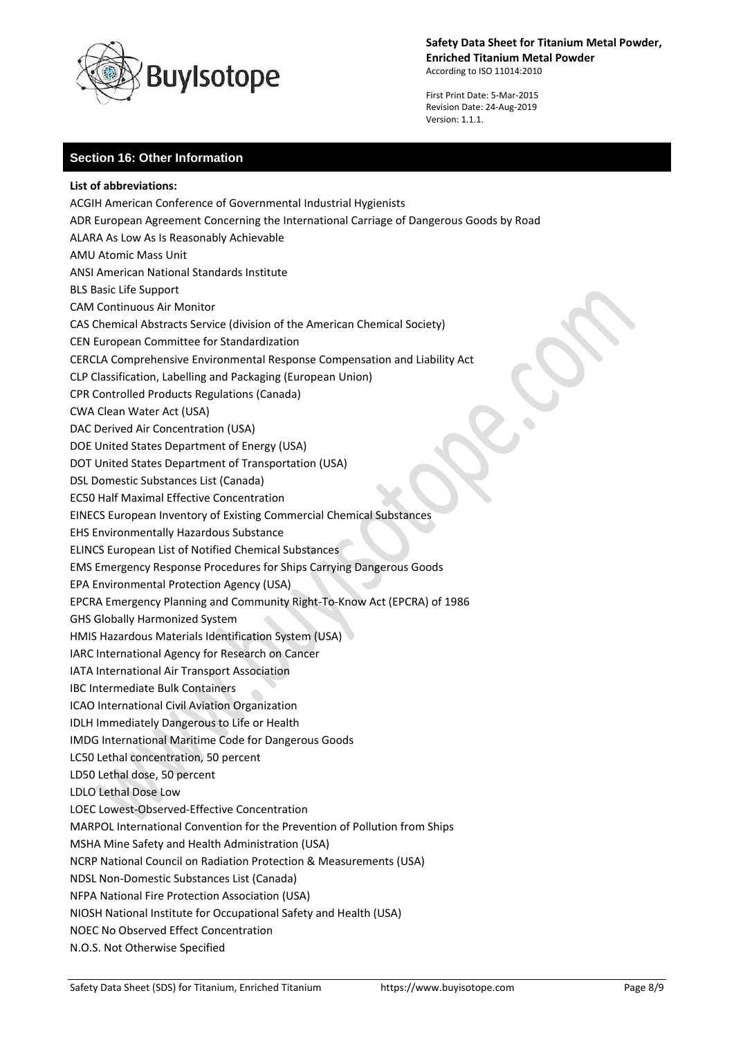## Section 16: Other Information

**List of abbreviations:**

ACGIH American Conference of Governmental Industrial Hygienists
ADR European Agreement Concerning the International Carriage of Dangerous Goods by Road
ALARA As Low As Is Reasonably Achievable
AMU Atomic Mass Unit
ANSI American National Standards Institute
BLS Basic Life Support
CAM Continuous Air Monitor
CAS Chemical Abstracts Service (division of the American Chemical Society)
CEN European Committee for Standardization
CERCLA Comprehensive Environmental Response Compensation and Liability Act
CLP Classification, Labelling and Packaging (European Union)
CPR Controlled Products Regulations (Canada)
CWA Clean Water Act (USA)
DAC Derived Air Concentration (USA)
DOE United States Department of Energy (USA)
DOT United States Department of Transportation (USA)
DSL Domestic Substances List (Canada)
EC50 Half Maximal Effective Concentration
EINECS European Inventory of Existing Commercial Chemical Substances
EHS Environmentally Hazardous Substance
ELINCS European List of Notified Chemical Substances
EMS Emergency Response Procedures for Ships Carrying Dangerous Goods
EPA Environmental Protection Agency (USA)
EPCRA Emergency Planning and Community Right-To-Know Act (EPCRA) of 1986
GHS Globally Harmonized System
HMIS Hazardous Materials Identification System (USA)
IARC International Agency for Research on Cancer
IATA International Air Transport Association
IBC Intermediate Bulk Containers
ICAO International Civil Aviation Organization
IDLH Immediately Dangerous to Life or Health
IMDG International Maritime Code for Dangerous Goods
LC50 Lethal concentration, 50 percent
LD50 Lethal dose, 50 percent
LDLO Lethal Dose Low
LOEC Lowest-Observed-Effective Concentration
MARPOL International Convention for the Prevention of Pollution from Ships
MSHA Mine Safety and Health Administration (USA)
NCRP National Council on Radiation Protection & Measurements (USA)
NDSL Non-Domestic Substances List (Canada)
NFPA National Fire Protection Association (USA)
NIOSH National Institute for Occupational Safety and Health (USA)
NOEC No Observed Effect Concentration
N.O.S. Not Otherwise Specified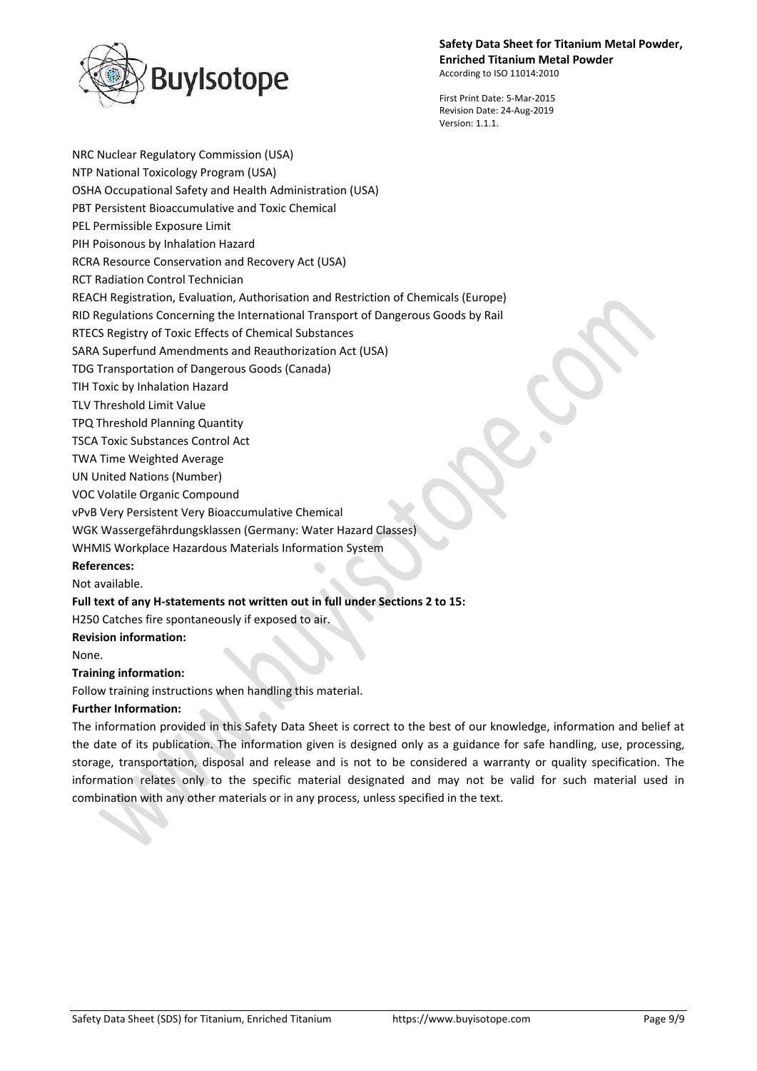NRC Nuclear Regulatory Commission (USA)
NTP National Toxicology Program (USA)
OSHA Occupational Safety and Health Administration (USA)
PBT Persistent Bioaccumulative and Toxic Chemical
PEL Permissible Exposure Limit
PIH Poisonous by Inhalation Hazard
RCRA Resource Conservation and Recovery Act (USA)
RCT Radiation Control Technician
REACH Registration, Evaluation, Authorisation and Restriction of Chemicals (Europe)
RID Regulations Concerning the International Transport of Dangerous Goods by Rail
RTECS Registry of Toxic Effects of Chemical Substances
SARA Superfund Amendments and Reauthorization Act (USA)
TDG Transportation of Dangerous Goods (Canada)
TIH Toxic by Inhalation Hazard
TLV Threshold Limit Value
TPQ Threshold Planning Quantity
TSCA Toxic Substances Control Act
TWA Time Weighted Average
UN United Nations (Number)
VOC Volatile Organic Compound
vPvB Very Persistent Very Bioaccumulative Chemical
WGK Wassergefährdungsklassen (Germany: Water Hazard Classes)
WHMIS Workplace Hazardous Materials Information System

**References:**

Not available.

**Full text of any H-statements not written out in full under Sections 2 to 15:**

H250 Catches fire spontaneously if exposed to air.

**Revision information:**

None.

**Training information:**

Follow training instructions when handling this material.

**Further Information:**

The information provided in this Safety Data Sheet is correct to the best of our knowledge, information and belief at the date of its publication. The information given is designed only as a guidance for safe handling, use, processing, storage, transportation, disposal and release and is not to be considered a warranty or quality specification. The information relates only to the specific material designated and may not be valid for such material used in combination with any other materials or in any process, unless specified in the text.